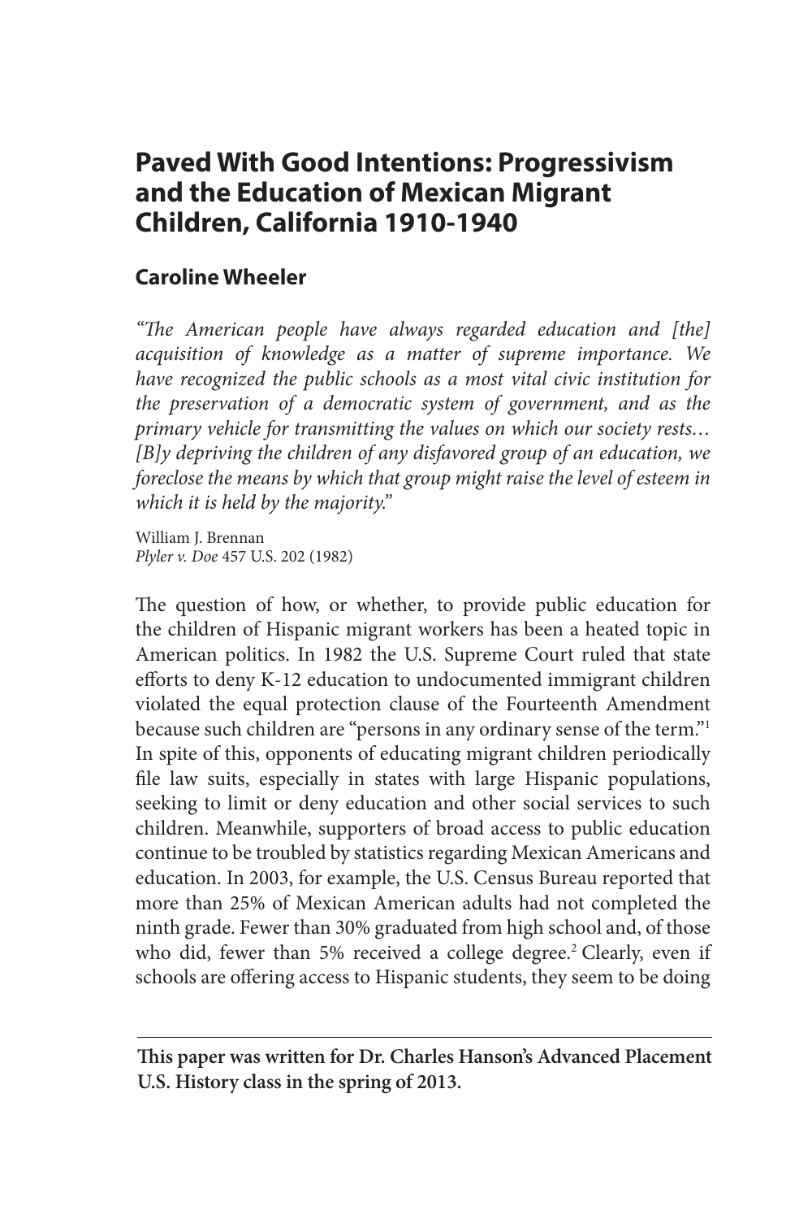# Paved With Good Intentions: Progressivism and the Education of Mexican Migrant Children, California 1910-1940

## Caroline Wheeler

*"The American people have always regarded education and [the] acquisition of knowledge as a matter of supreme importance. We have recognized the public schools as a most vital civic institution for the preservation of a democratic system of government, and as the primary vehicle for transmitting the values on which our society rests… [B]y depriving the children of any disfavored group of an education, we foreclose the means by which that group might raise the level of esteem in which it is held by the majority."*

William J. Brennan
*Plyler v. Doe* 457 U.S. 202 (1982)

The question of how, or whether, to provide public education for the children of Hispanic migrant workers has been a heated topic in American politics. In 1982 the U.S. Supreme Court ruled that state efforts to deny K-12 education to undocumented immigrant children violated the equal protection clause of the Fourteenth Amendment because such children are "persons in any ordinary sense of the term."[1] In spite of this, opponents of educating migrant children periodically file law suits, especially in states with large Hispanic populations, seeking to limit or deny education and other social services to such children. Meanwhile, supporters of broad access to public education continue to be troubled by statistics regarding Mexican Americans and education. In 2003, for example, the U.S. Census Bureau reported that more than 25% of Mexican American adults had not completed the ninth grade. Fewer than 30% graduated from high school and, of those who did, fewer than 5% received a college degree.[2] Clearly, even if schools are offering access to Hispanic students, they seem to be doing

**This paper was written for Dr. Charles Hanson's Advanced Placement U.S. History class in the spring of 2013.**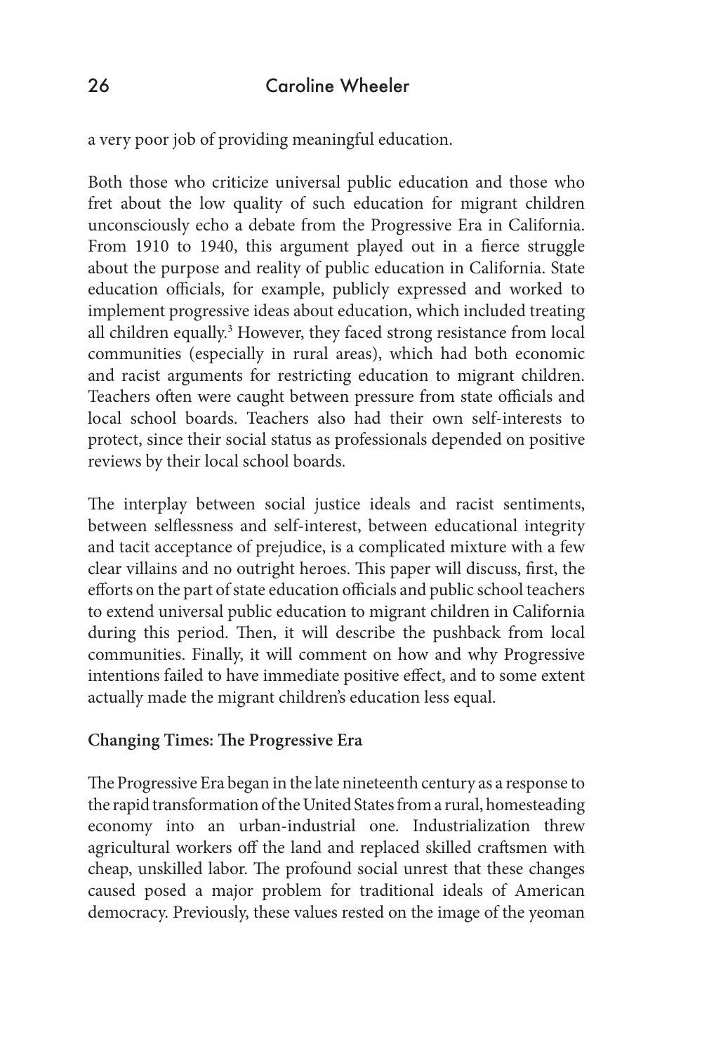a very poor job of providing meaningful education.

Both those who criticize universal public education and those who fret about the low quality of such education for migrant children unconsciously echo a debate from the Progressive Era in California. From 1910 to 1940, this argument played out in a fierce struggle about the purpose and reality of public education in California. State education officials, for example, publicly expressed and worked to implement progressive ideas about education, which included treating all children equally.[3] However, they faced strong resistance from local communities (especially in rural areas), which had both economic and racist arguments for restricting education to migrant children. Teachers often were caught between pressure from state officials and local school boards. Teachers also had their own self-interests to protect, since their social status as professionals depended on positive reviews by their local school boards.

The interplay between social justice ideals and racist sentiments, between selflessness and self-interest, between educational integrity and tacit acceptance of prejudice, is a complicated mixture with a few clear villains and no outright heroes. This paper will discuss, first, the efforts on the part of state education officials and public school teachers to extend universal public education to migrant children in California during this period. Then, it will describe the pushback from local communities. Finally, it will comment on how and why Progressive intentions failed to have immediate positive effect, and to some extent actually made the migrant children's education less equal.

**Changing Times: The Progressive Era**

The Progressive Era began in the late nineteenth century as a response to the rapid transformation of the United States from a rural, homesteading economy into an urban-industrial one. Industrialization threw agricultural workers off the land and replaced skilled craftsmen with cheap, unskilled labor. The profound social unrest that these changes caused posed a major problem for traditional ideals of American democracy. Previously, these values rested on the image of the yeoman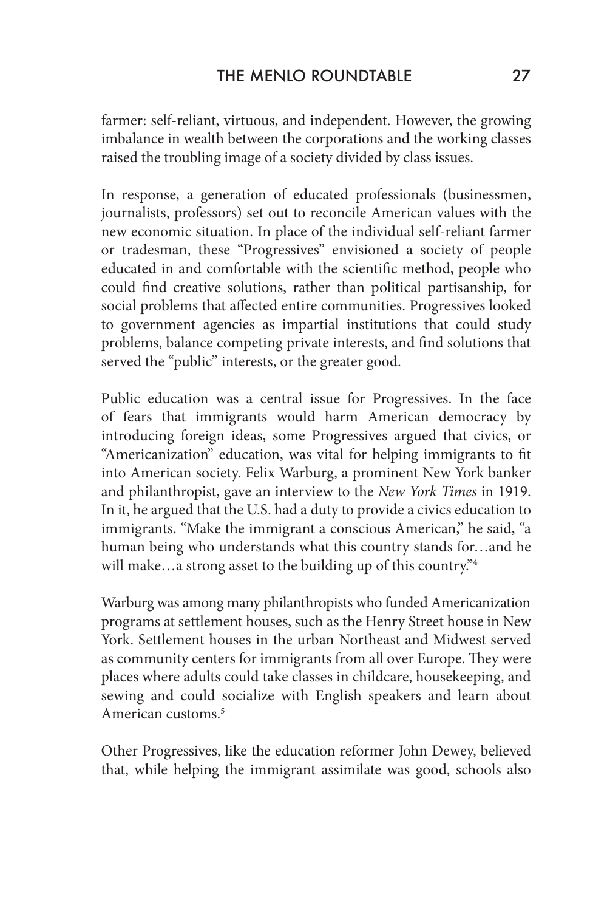farmer: self-reliant, virtuous, and independent. However, the growing imbalance in wealth between the corporations and the working classes raised the troubling image of a society divided by class issues.

In response, a generation of educated professionals (businessmen, journalists, professors) set out to reconcile American values with the new economic situation. In place of the individual self-reliant farmer or tradesman, these "Progressives" envisioned a society of people educated in and comfortable with the scientific method, people who could find creative solutions, rather than political partisanship, for social problems that affected entire communities. Progressives looked to government agencies as impartial institutions that could study problems, balance competing private interests, and find solutions that served the "public" interests, or the greater good.

Public education was a central issue for Progressives. In the face of fears that immigrants would harm American democracy by introducing foreign ideas, some Progressives argued that civics, or "Americanization" education, was vital for helping immigrants to fit into American society. Felix Warburg, a prominent New York banker and philanthropist, gave an interview to the *New York Times* in 1919. In it, he argued that the U.S. had a duty to provide a civics education to immigrants. "Make the immigrant a conscious American," he said, "a human being who understands what this country stands for…and he will make…a strong asset to the building up of this country."[4]

Warburg was among many philanthropists who funded Americanization programs at settlement houses, such as the Henry Street house in New York. Settlement houses in the urban Northeast and Midwest served as community centers for immigrants from all over Europe. They were places where adults could take classes in childcare, housekeeping, and sewing and could socialize with English speakers and learn about American customs.[5]

Other Progressives, like the education reformer John Dewey, believed that, while helping the immigrant assimilate was good, schools also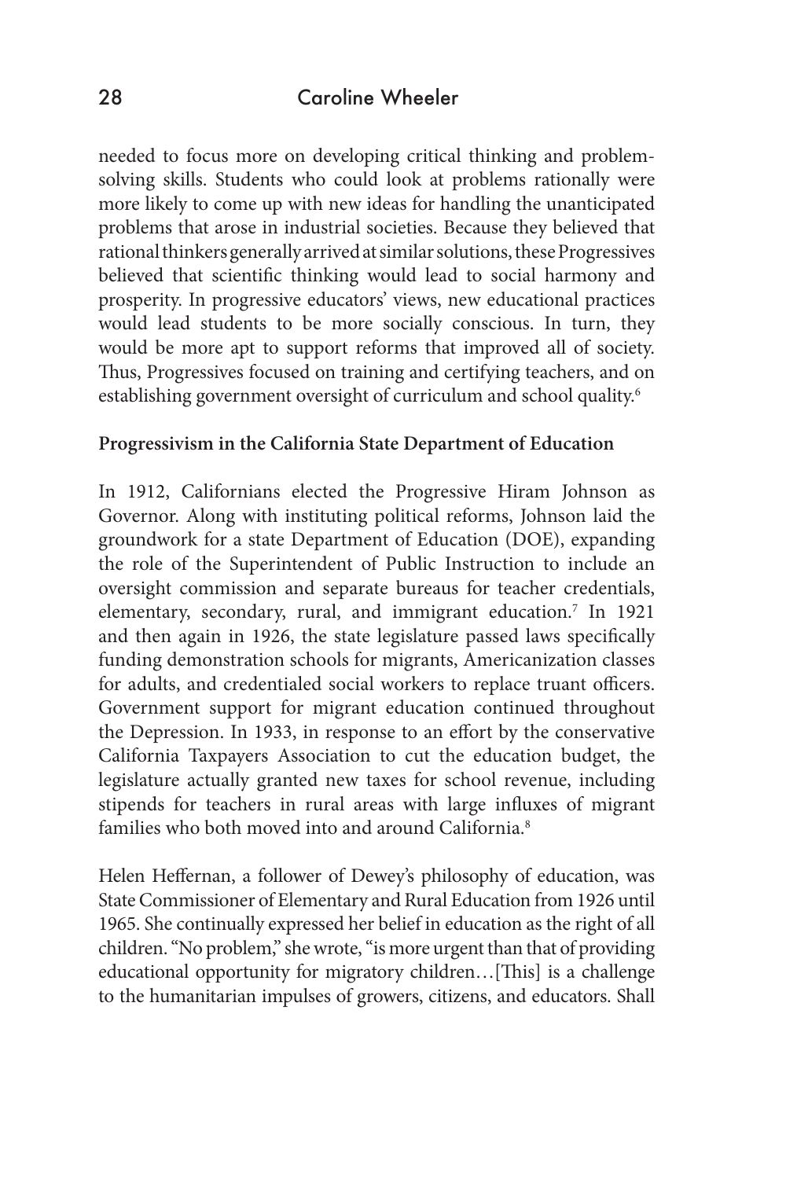needed to focus more on developing critical thinking and problem-solving skills. Students who could look at problems rationally were more likely to come up with new ideas for handling the unanticipated problems that arose in industrial societies. Because they believed that rational thinkers generally arrived at similar solutions, these Progressives believed that scientific thinking would lead to social harmony and prosperity. In progressive educators' views, new educational practices would lead students to be more socially conscious. In turn, they would be more apt to support reforms that improved all of society. Thus, Progressives focused on training and certifying teachers, and on establishing government oversight of curriculum and school quality.[6]

**Progressivism in the California State Department of Education**

In 1912, Californians elected the Progressive Hiram Johnson as Governor. Along with instituting political reforms, Johnson laid the groundwork for a state Department of Education (DOE), expanding the role of the Superintendent of Public Instruction to include an oversight commission and separate bureaus for teacher credentials, elementary, secondary, rural, and immigrant education.[7] In 1921 and then again in 1926, the state legislature passed laws specifically funding demonstration schools for migrants, Americanization classes for adults, and credentialed social workers to replace truant officers. Government support for migrant education continued throughout the Depression. In 1933, in response to an effort by the conservative California Taxpayers Association to cut the education budget, the legislature actually granted new taxes for school revenue, including stipends for teachers in rural areas with large influxes of migrant families who both moved into and around California.[8]

Helen Heffernan, a follower of Dewey's philosophy of education, was State Commissioner of Elementary and Rural Education from 1926 until 1965. She continually expressed her belief in education as the right of all children. "No problem," she wrote, "is more urgent than that of providing educational opportunity for migratory children…[This] is a challenge to the humanitarian impulses of growers, citizens, and educators. Shall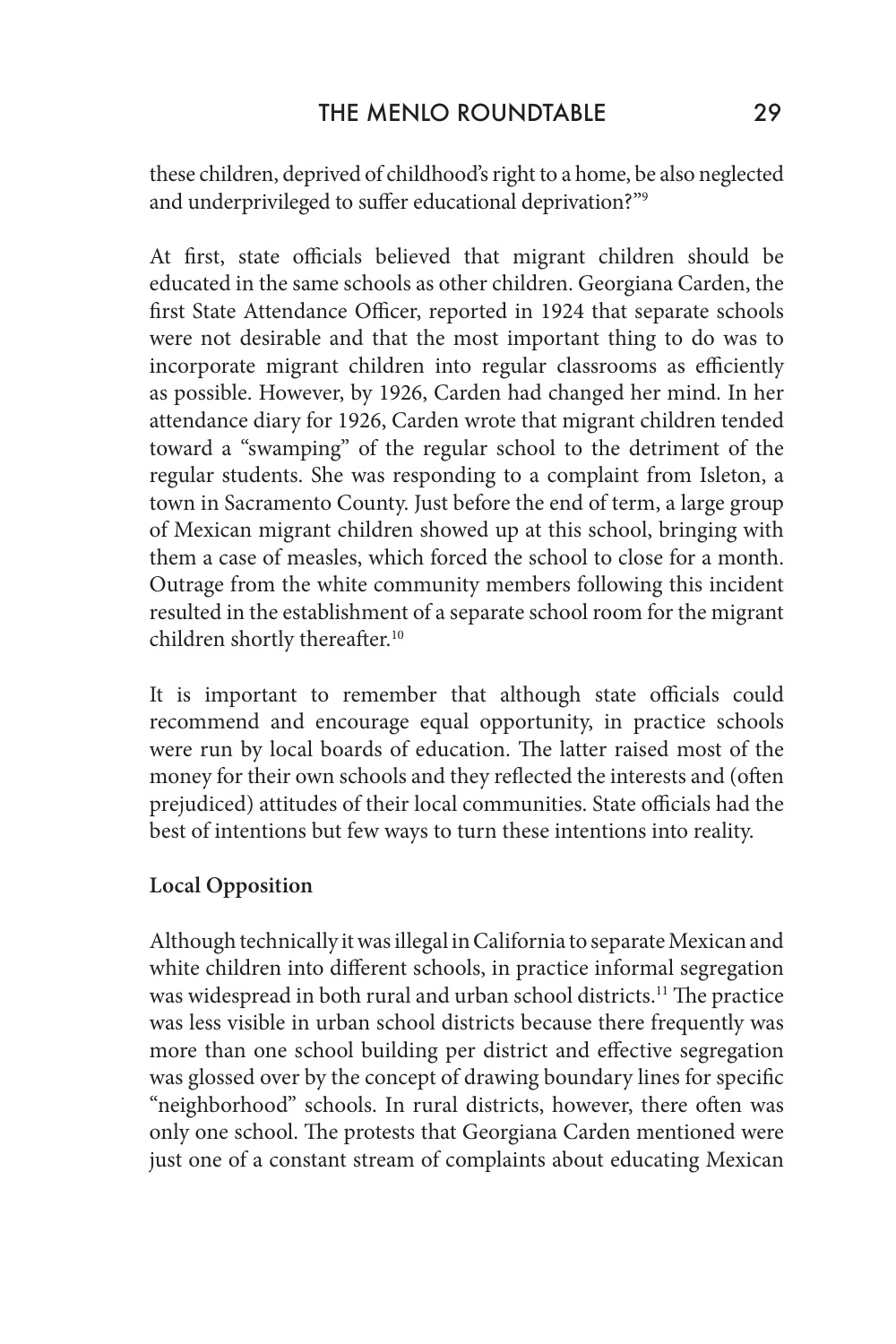these children, deprived of childhood's right to a home, be also neglected and underprivileged to suffer educational deprivation?"[9]

At first, state officials believed that migrant children should be educated in the same schools as other children. Georgiana Carden, the first State Attendance Officer, reported in 1924 that separate schools were not desirable and that the most important thing to do was to incorporate migrant children into regular classrooms as efficiently as possible. However, by 1926, Carden had changed her mind. In her attendance diary for 1926, Carden wrote that migrant children tended toward a "swamping" of the regular school to the detriment of the regular students. She was responding to a complaint from Isleton, a town in Sacramento County. Just before the end of term, a large group of Mexican migrant children showed up at this school, bringing with them a case of measles, which forced the school to close for a month. Outrage from the white community members following this incident resulted in the establishment of a separate school room for the migrant children shortly thereafter.[10]

It is important to remember that although state officials could recommend and encourage equal opportunity, in practice schools were run by local boards of education. The latter raised most of the money for their own schools and they reflected the interests and (often prejudiced) attitudes of their local communities. State officials had the best of intentions but few ways to turn these intentions into reality.

**Local Opposition**

Although technically it was illegal in California to separate Mexican and white children into different schools, in practice informal segregation was widespread in both rural and urban school districts.[11] The practice was less visible in urban school districts because there frequently was more than one school building per district and effective segregation was glossed over by the concept of drawing boundary lines for specific "neighborhood" schools. In rural districts, however, there often was only one school. The protests that Georgiana Carden mentioned were just one of a constant stream of complaints about educating Mexican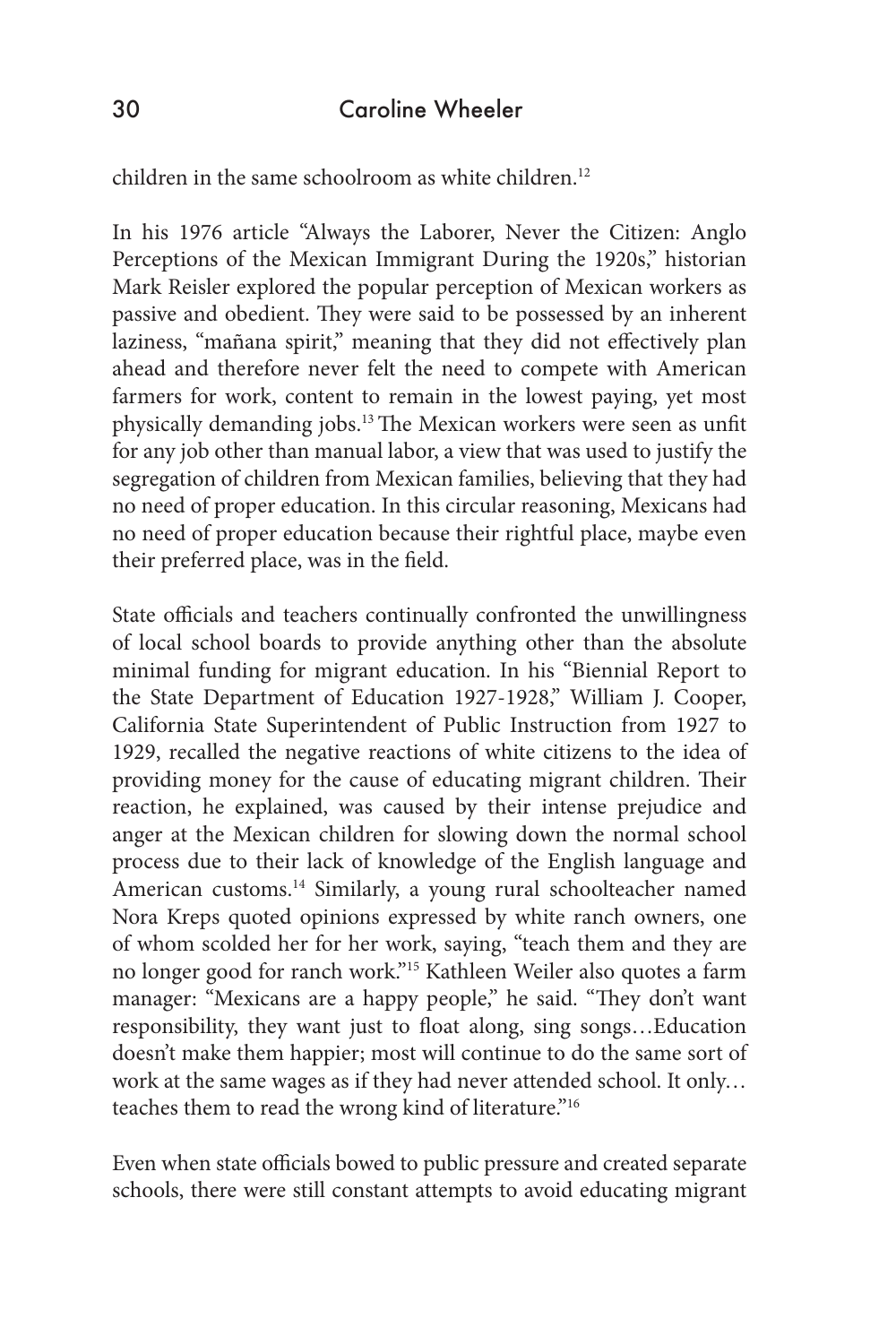children in the same schoolroom as white children.[12]

In his 1976 article "Always the Laborer, Never the Citizen: Anglo Perceptions of the Mexican Immigrant During the 1920s," historian Mark Reisler explored the popular perception of Mexican workers as passive and obedient. They were said to be possessed by an inherent laziness, "mañana spirit," meaning that they did not effectively plan ahead and therefore never felt the need to compete with American farmers for work, content to remain in the lowest paying, yet most physically demanding jobs.[13] The Mexican workers were seen as unfit for any job other than manual labor, a view that was used to justify the segregation of children from Mexican families, believing that they had no need of proper education. In this circular reasoning, Mexicans had no need of proper education because their rightful place, maybe even their preferred place, was in the field.

State officials and teachers continually confronted the unwillingness of local school boards to provide anything other than the absolute minimal funding for migrant education. In his "Biennial Report to the State Department of Education 1927-1928," William J. Cooper, California State Superintendent of Public Instruction from 1927 to 1929, recalled the negative reactions of white citizens to the idea of providing money for the cause of educating migrant children. Their reaction, he explained, was caused by their intense prejudice and anger at the Mexican children for slowing down the normal school process due to their lack of knowledge of the English language and American customs.[14] Similarly, a young rural schoolteacher named Nora Kreps quoted opinions expressed by white ranch owners, one of whom scolded her for her work, saying, "teach them and they are no longer good for ranch work."[15] Kathleen Weiler also quotes a farm manager: "Mexicans are a happy people," he said. "They don't want responsibility, they want just to float along, sing songs…Education doesn't make them happier; most will continue to do the same sort of work at the same wages as if they had never attended school. It only…teaches them to read the wrong kind of literature."[16]

Even when state officials bowed to public pressure and created separate schools, there were still constant attempts to avoid educating migrant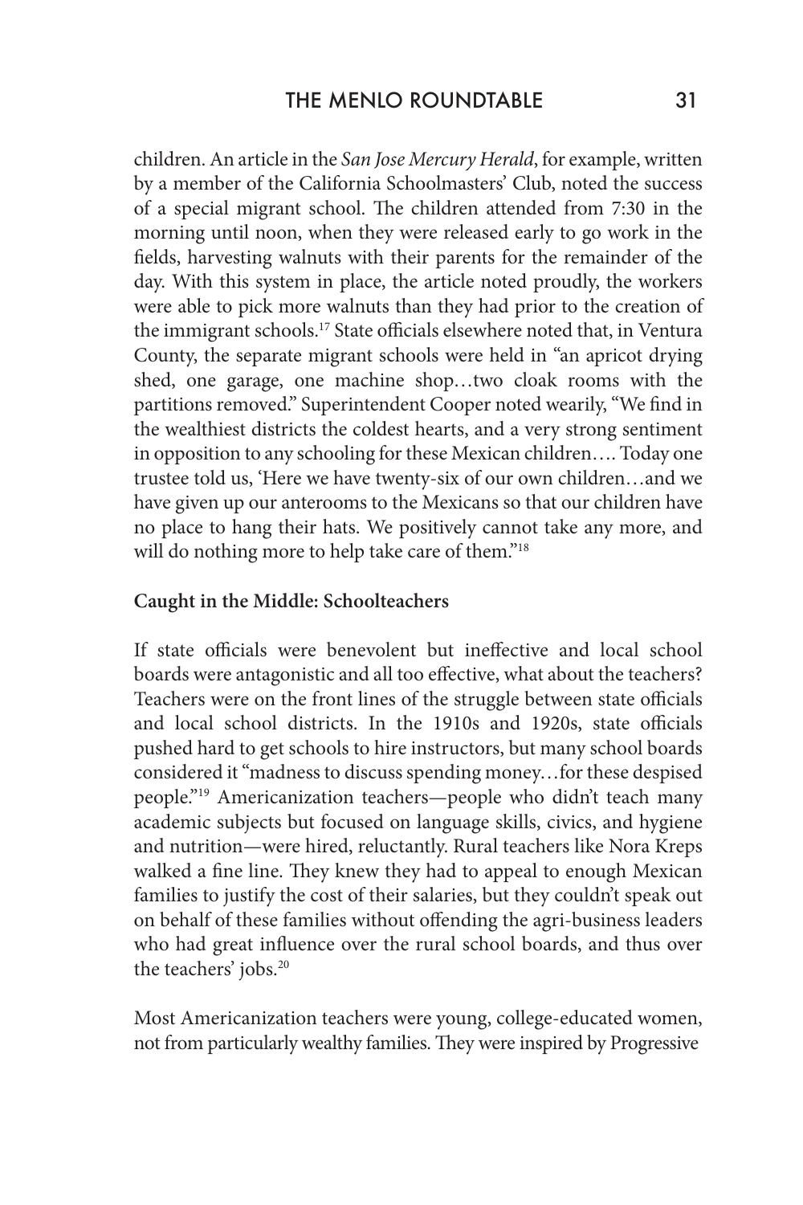children. An article in the *San Jose Mercury Herald*, for example, written by a member of the California Schoolmasters' Club, noted the success of a special migrant school. The children attended from 7:30 in the morning until noon, when they were released early to go work in the fields, harvesting walnuts with their parents for the remainder of the day. With this system in place, the article noted proudly, the workers were able to pick more walnuts than they had prior to the creation of the immigrant schools.[17] State officials elsewhere noted that, in Ventura County, the separate migrant schools were held in "an apricot drying shed, one garage, one machine shop…two cloak rooms with the partitions removed." Superintendent Cooper noted wearily, "We find in the wealthiest districts the coldest hearts, and a very strong sentiment in opposition to any schooling for these Mexican children…. Today one trustee told us, 'Here we have twenty-six of our own children…and we have given up our anterooms to the Mexicans so that our children have no place to hang their hats. We positively cannot take any more, and will do nothing more to help take care of them."[18]

**Caught in the Middle: Schoolteachers**

If state officials were benevolent but ineffective and local school boards were antagonistic and all too effective, what about the teachers? Teachers were on the front lines of the struggle between state officials and local school districts. In the 1910s and 1920s, state officials pushed hard to get schools to hire instructors, but many school boards considered it "madness to discuss spending money…for these despised people."[19] Americanization teachers—people who didn't teach many academic subjects but focused on language skills, civics, and hygiene and nutrition—were hired, reluctantly. Rural teachers like Nora Kreps walked a fine line. They knew they had to appeal to enough Mexican families to justify the cost of their salaries, but they couldn't speak out on behalf of these families without offending the agri-business leaders who had great influence over the rural school boards, and thus over the teachers' jobs.[20]

Most Americanization teachers were young, college-educated women, not from particularly wealthy families. They were inspired by Progressive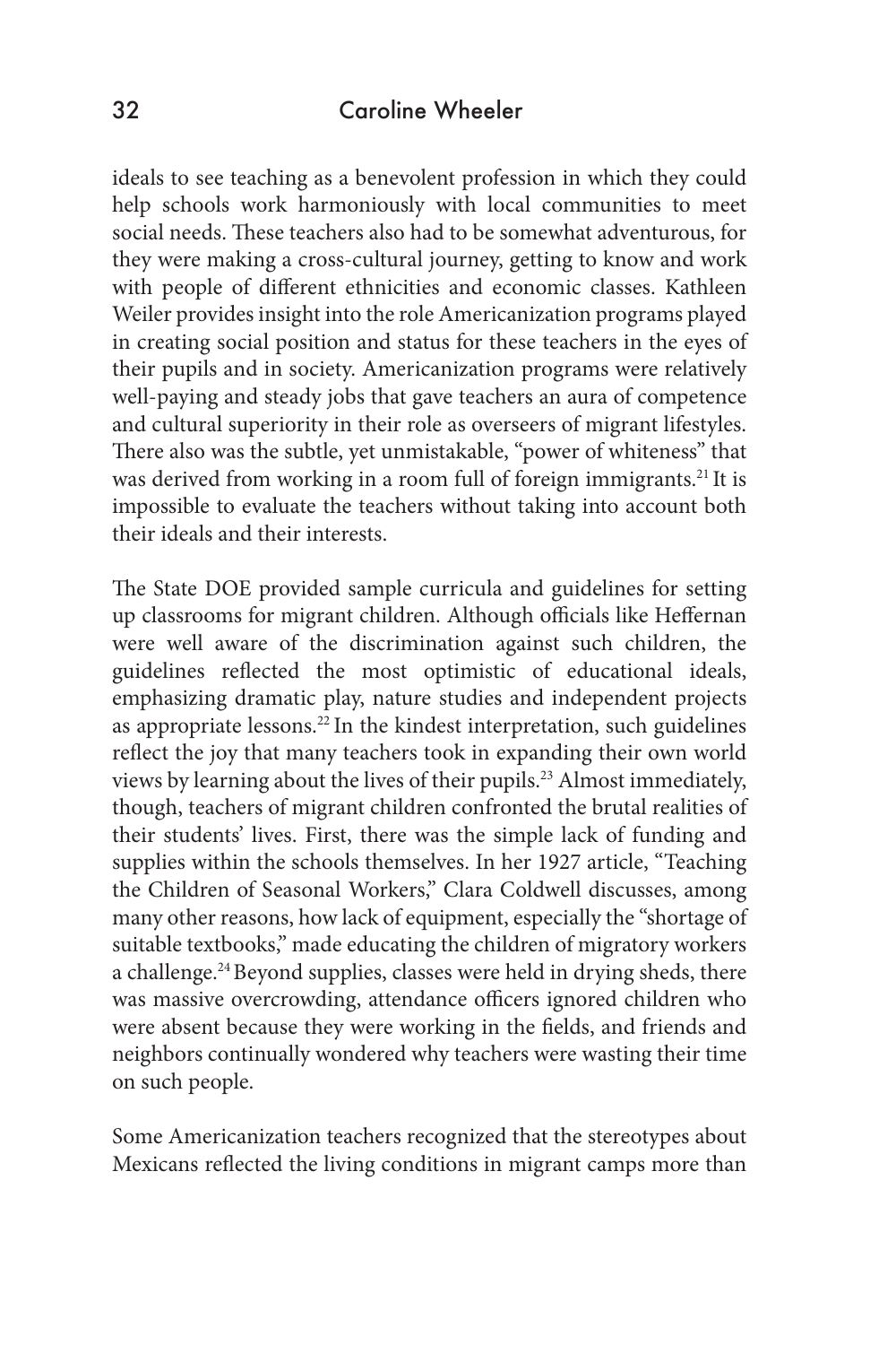ideals to see teaching as a benevolent profession in which they could help schools work harmoniously with local communities to meet social needs. These teachers also had to be somewhat adventurous, for they were making a cross-cultural journey, getting to know and work with people of different ethnicities and economic classes. Kathleen Weiler provides insight into the role Americanization programs played in creating social position and status for these teachers in the eyes of their pupils and in society. Americanization programs were relatively well-paying and steady jobs that gave teachers an aura of competence and cultural superiority in their role as overseers of migrant lifestyles. There also was the subtle, yet unmistakable, "power of whiteness" that was derived from working in a room full of foreign immigrants.[21] It is impossible to evaluate the teachers without taking into account both their ideals and their interests.

The State DOE provided sample curricula and guidelines for setting up classrooms for migrant children. Although officials like Heffernan were well aware of the discrimination against such children, the guidelines reflected the most optimistic of educational ideals, emphasizing dramatic play, nature studies and independent projects as appropriate lessons.[22] In the kindest interpretation, such guidelines reflect the joy that many teachers took in expanding their own world views by learning about the lives of their pupils.[23] Almost immediately, though, teachers of migrant children confronted the brutal realities of their students' lives. First, there was the simple lack of funding and supplies within the schools themselves. In her 1927 article, "Teaching the Children of Seasonal Workers," Clara Coldwell discusses, among many other reasons, how lack of equipment, especially the "shortage of suitable textbooks," made educating the children of migratory workers a challenge.[24] Beyond supplies, classes were held in drying sheds, there was massive overcrowding, attendance officers ignored children who were absent because they were working in the fields, and friends and neighbors continually wondered why teachers were wasting their time on such people.

Some Americanization teachers recognized that the stereotypes about Mexicans reflected the living conditions in migrant camps more than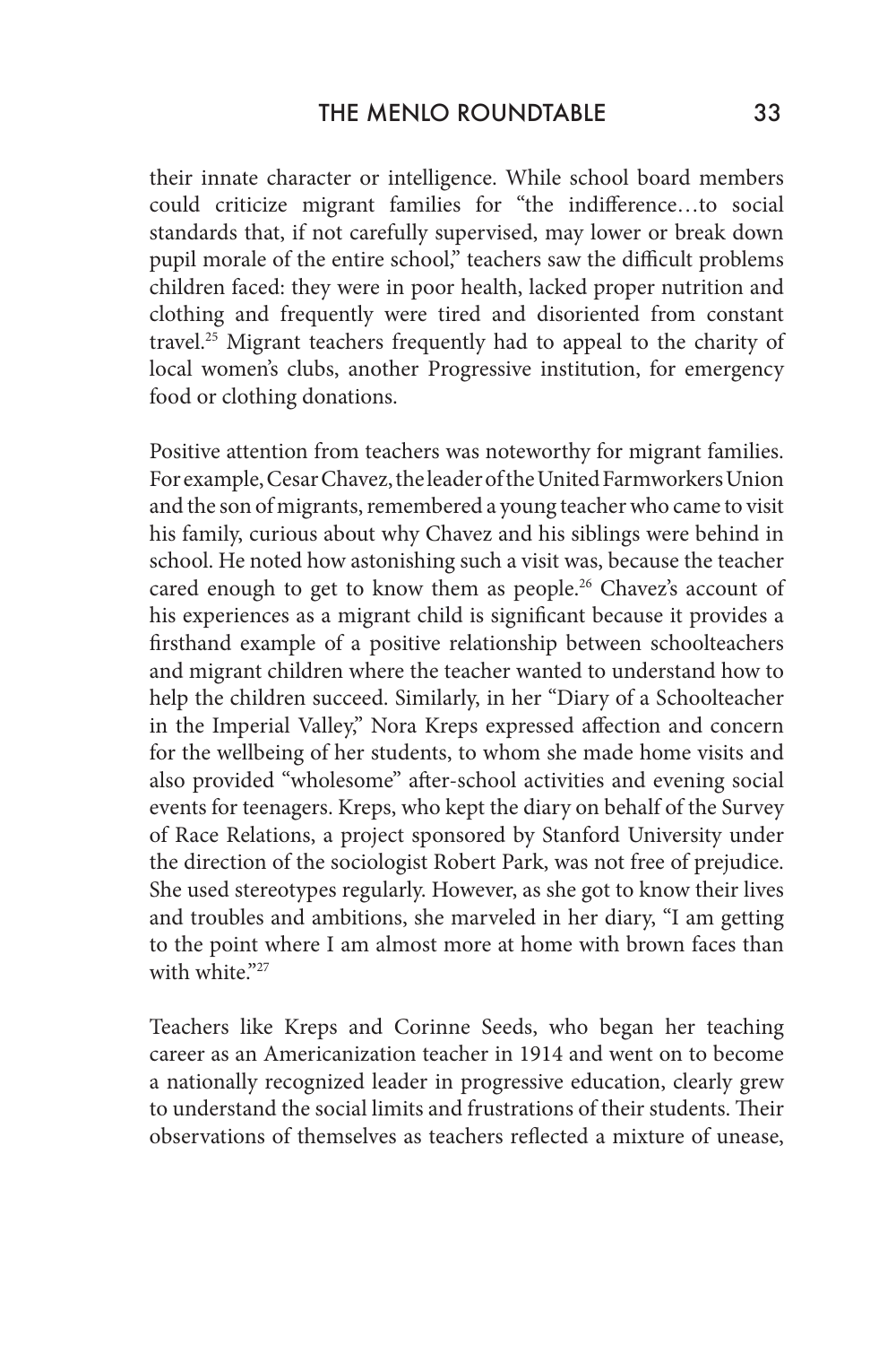their innate character or intelligence. While school board members could criticize migrant families for "the indifference…to social standards that, if not carefully supervised, may lower or break down pupil morale of the entire school," teachers saw the difficult problems children faced: they were in poor health, lacked proper nutrition and clothing and frequently were tired and disoriented from constant travel.[25] Migrant teachers frequently had to appeal to the charity of local women's clubs, another Progressive institution, for emergency food or clothing donations.

Positive attention from teachers was noteworthy for migrant families. For example, Cesar Chavez, the leader of the United Farmworkers Union and the son of migrants, remembered a young teacher who came to visit his family, curious about why Chavez and his siblings were behind in school. He noted how astonishing such a visit was, because the teacher cared enough to get to know them as people.[26] Chavez's account of his experiences as a migrant child is significant because it provides a firsthand example of a positive relationship between schoolteachers and migrant children where the teacher wanted to understand how to help the children succeed. Similarly, in her "Diary of a Schoolteacher in the Imperial Valley," Nora Kreps expressed affection and concern for the wellbeing of her students, to whom she made home visits and also provided "wholesome" after-school activities and evening social events for teenagers. Kreps, who kept the diary on behalf of the Survey of Race Relations, a project sponsored by Stanford University under the direction of the sociologist Robert Park, was not free of prejudice. She used stereotypes regularly. However, as she got to know their lives and troubles and ambitions, she marveled in her diary, "I am getting to the point where I am almost more at home with brown faces than with white."[27]

Teachers like Kreps and Corinne Seeds, who began her teaching career as an Americanization teacher in 1914 and went on to become a nationally recognized leader in progressive education, clearly grew to understand the social limits and frustrations of their students. Their observations of themselves as teachers reflected a mixture of unease,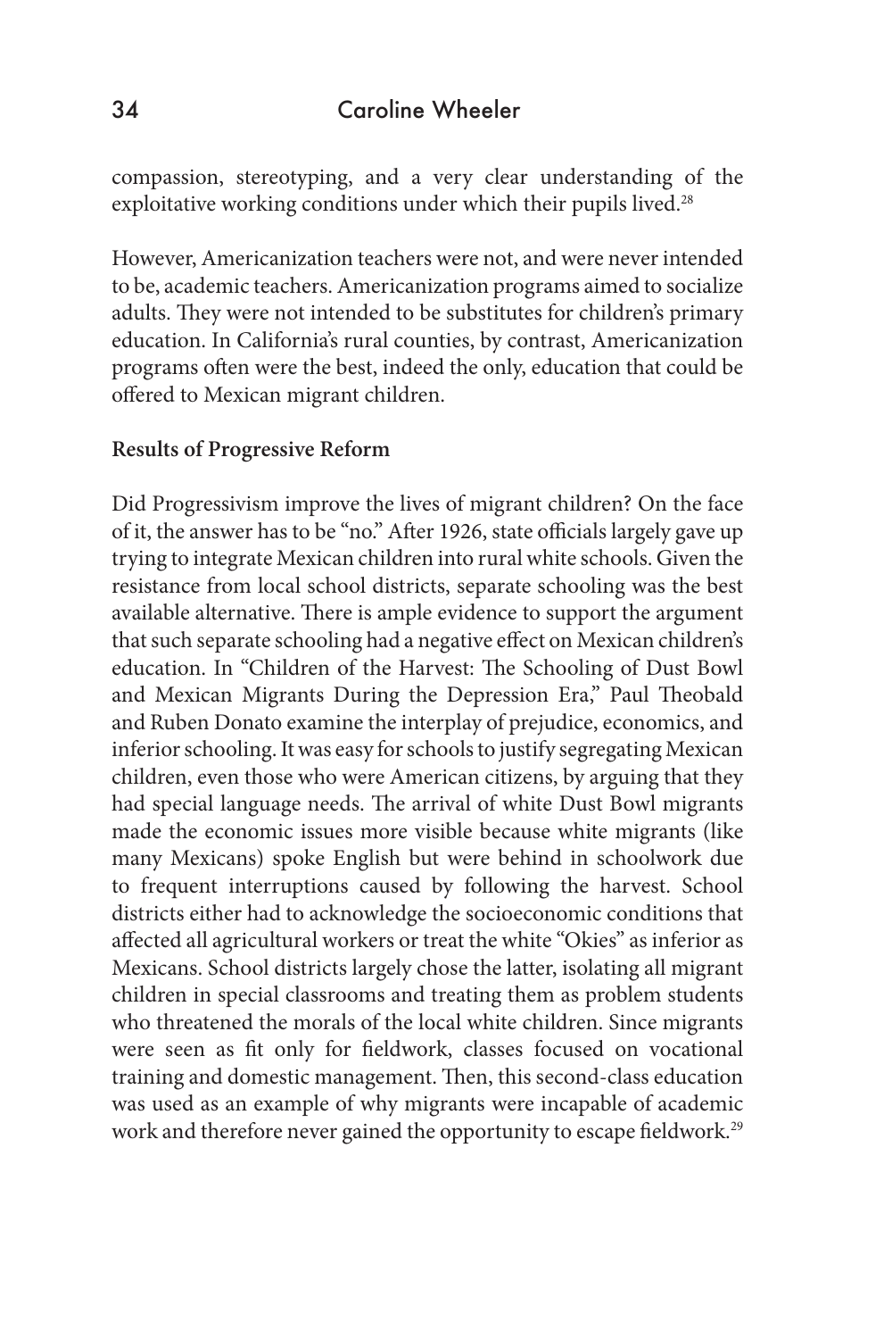compassion, stereotyping, and a very clear understanding of the exploitative working conditions under which their pupils lived.[28]

However, Americanization teachers were not, and were never intended to be, academic teachers. Americanization programs aimed to socialize adults. They were not intended to be substitutes for children's primary education. In California's rural counties, by contrast, Americanization programs often were the best, indeed the only, education that could be offered to Mexican migrant children.

**Results of Progressive Reform**

Did Progressivism improve the lives of migrant children? On the face of it, the answer has to be "no." After 1926, state officials largely gave up trying to integrate Mexican children into rural white schools. Given the resistance from local school districts, separate schooling was the best available alternative. There is ample evidence to support the argument that such separate schooling had a negative effect on Mexican children's education. In "Children of the Harvest: The Schooling of Dust Bowl and Mexican Migrants During the Depression Era," Paul Theobald and Ruben Donato examine the interplay of prejudice, economics, and inferior schooling. It was easy for schools to justify segregating Mexican children, even those who were American citizens, by arguing that they had special language needs. The arrival of white Dust Bowl migrants made the economic issues more visible because white migrants (like many Mexicans) spoke English but were behind in schoolwork due to frequent interruptions caused by following the harvest. School districts either had to acknowledge the socioeconomic conditions that affected all agricultural workers or treat the white "Okies" as inferior as Mexicans. School districts largely chose the latter, isolating all migrant children in special classrooms and treating them as problem students who threatened the morals of the local white children. Since migrants were seen as fit only for fieldwork, classes focused on vocational training and domestic management. Then, this second-class education was used as an example of why migrants were incapable of academic work and therefore never gained the opportunity to escape fieldwork.[29]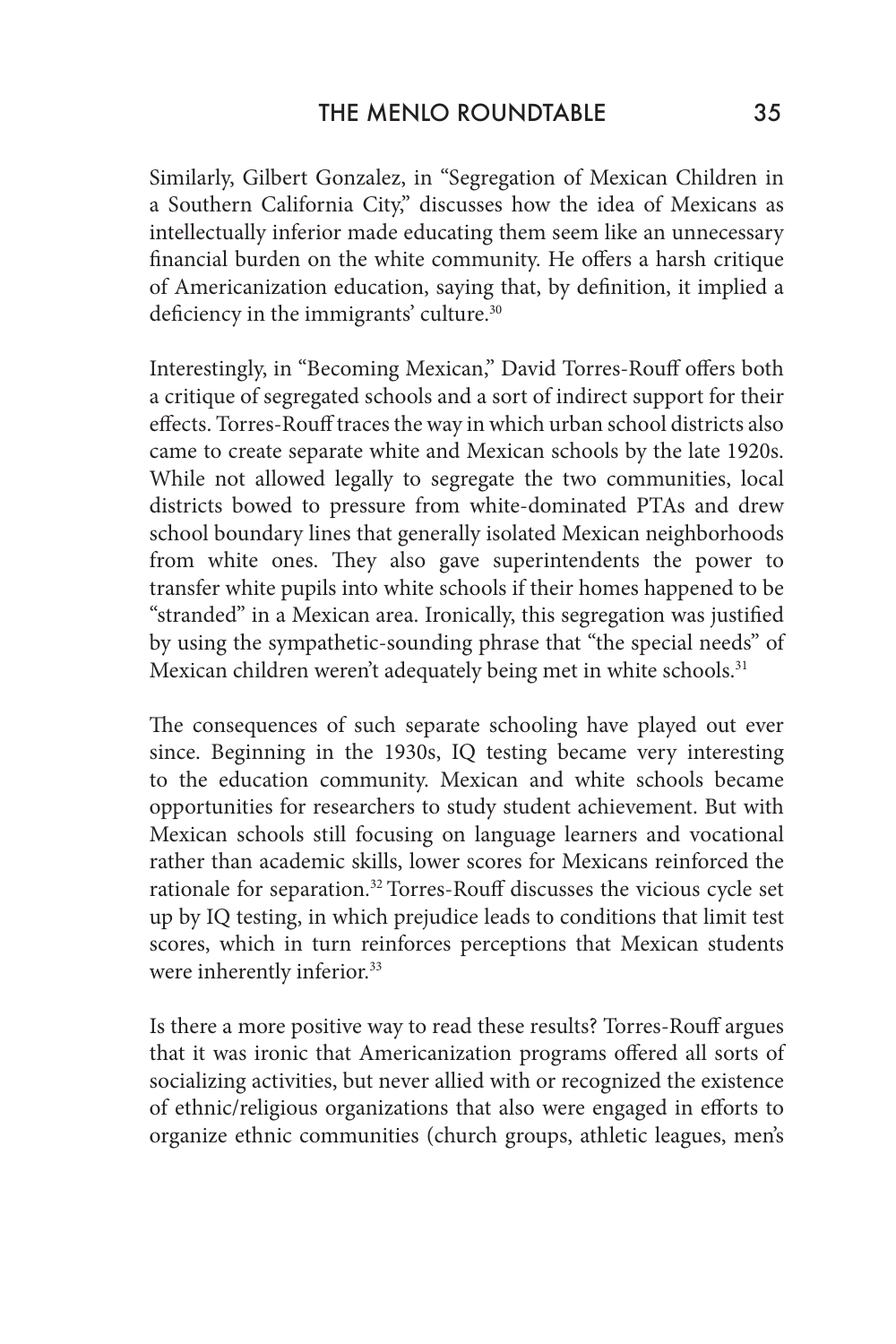Similarly, Gilbert Gonzalez, in "Segregation of Mexican Children in a Southern California City," discusses how the idea of Mexicans as intellectually inferior made educating them seem like an unnecessary financial burden on the white community. He offers a harsh critique of Americanization education, saying that, by definition, it implied a deficiency in the immigrants' culture.[30]

Interestingly, in "Becoming Mexican," David Torres-Rouff offers both a critique of segregated schools and a sort of indirect support for their effects. Torres-Rouff traces the way in which urban school districts also came to create separate white and Mexican schools by the late 1920s. While not allowed legally to segregate the two communities, local districts bowed to pressure from white-dominated PTAs and drew school boundary lines that generally isolated Mexican neighborhoods from white ones. They also gave superintendents the power to transfer white pupils into white schools if their homes happened to be "stranded" in a Mexican area. Ironically, this segregation was justified by using the sympathetic-sounding phrase that "the special needs" of Mexican children weren't adequately being met in white schools.[31]

The consequences of such separate schooling have played out ever since. Beginning in the 1930s, IQ testing became very interesting to the education community. Mexican and white schools became opportunities for researchers to study student achievement. But with Mexican schools still focusing on language learners and vocational rather than academic skills, lower scores for Mexicans reinforced the rationale for separation.[32] Torres-Rouff discusses the vicious cycle set up by IQ testing, in which prejudice leads to conditions that limit test scores, which in turn reinforces perceptions that Mexican students were inherently inferior.[33]

Is there a more positive way to read these results? Torres-Rouff argues that it was ironic that Americanization programs offered all sorts of socializing activities, but never allied with or recognized the existence of ethnic/religious organizations that also were engaged in efforts to organize ethnic communities (church groups, athletic leagues, men's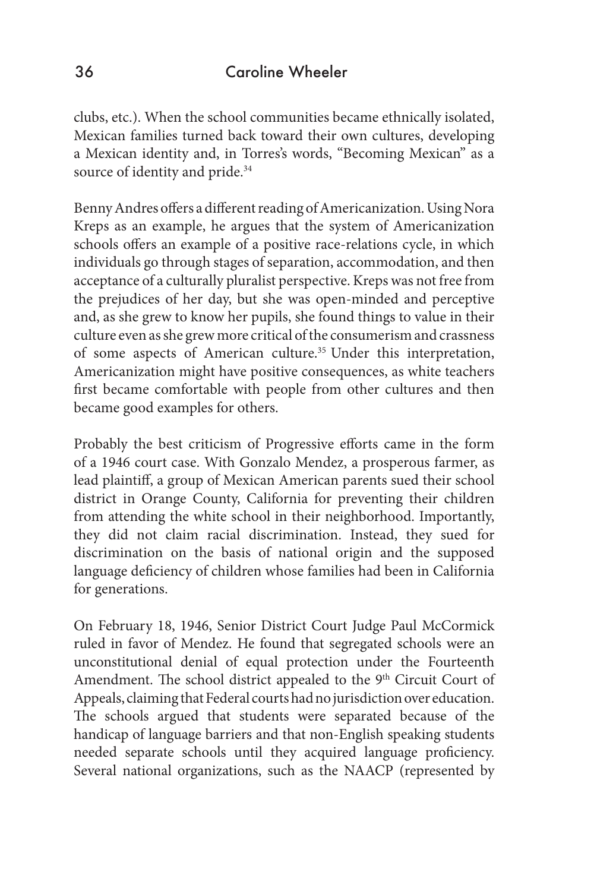clubs, etc.). When the school communities became ethnically isolated, Mexican families turned back toward their own cultures, developing a Mexican identity and, in Torres's words, "Becoming Mexican" as a source of identity and pride.[34]

Benny Andres offers a different reading of Americanization. Using Nora Kreps as an example, he argues that the system of Americanization schools offers an example of a positive race-relations cycle, in which individuals go through stages of separation, accommodation, and then acceptance of a culturally pluralist perspective. Kreps was not free from the prejudices of her day, but she was open-minded and perceptive and, as she grew to know her pupils, she found things to value in their culture even as she grew more critical of the consumerism and crassness of some aspects of American culture.[35] Under this interpretation, Americanization might have positive consequences, as white teachers first became comfortable with people from other cultures and then became good examples for others.

Probably the best criticism of Progressive efforts came in the form of a 1946 court case. With Gonzalo Mendez, a prosperous farmer, as lead plaintiff, a group of Mexican American parents sued their school district in Orange County, California for preventing their children from attending the white school in their neighborhood. Importantly, they did not claim racial discrimination. Instead, they sued for discrimination on the basis of national origin and the supposed language deficiency of children whose families had been in California for generations.

On February 18, 1946, Senior District Court Judge Paul McCormick ruled in favor of Mendez. He found that segregated schools were an unconstitutional denial of equal protection under the Fourteenth Amendment. The school district appealed to the 9th Circuit Court of Appeals, claiming that Federal courts had no jurisdiction over education. The schools argued that students were separated because of the handicap of language barriers and that non-English speaking students needed separate schools until they acquired language proficiency. Several national organizations, such as the NAACP (represented by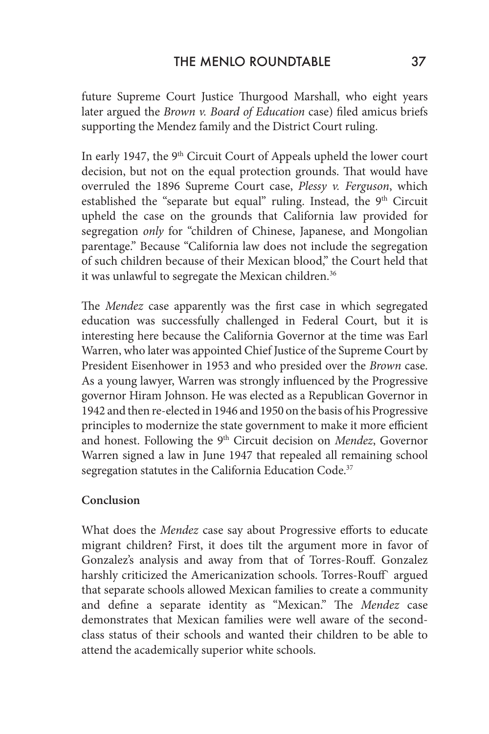future Supreme Court Justice Thurgood Marshall, who eight years later argued the *Brown v. Board of Education* case) filed amicus briefs supporting the Mendez family and the District Court ruling.

In early 1947, the 9th Circuit Court of Appeals upheld the lower court decision, but not on the equal protection grounds. That would have overruled the 1896 Supreme Court case, *Plessy v. Ferguson*, which established the "separate but equal" ruling. Instead, the 9th Circuit upheld the case on the grounds that California law provided for segregation *only* for "children of Chinese, Japanese, and Mongolian parentage." Because "California law does not include the segregation of such children because of their Mexican blood," the Court held that it was unlawful to segregate the Mexican children.[36]

The *Mendez* case apparently was the first case in which segregated education was successfully challenged in Federal Court, but it is interesting here because the California Governor at the time was Earl Warren, who later was appointed Chief Justice of the Supreme Court by President Eisenhower in 1953 and who presided over the *Brown* case. As a young lawyer, Warren was strongly influenced by the Progressive governor Hiram Johnson. He was elected as a Republican Governor in 1942 and then re-elected in 1946 and 1950 on the basis of his Progressive principles to modernize the state government to make it more efficient and honest. Following the 9th Circuit decision on *Mendez*, Governor Warren signed a law in June 1947 that repealed all remaining school segregation statutes in the California Education Code.[37]

## Conclusion

What does the *Mendez* case say about Progressive efforts to educate migrant children? First, it does tilt the argument more in favor of Gonzalez's analysis and away from that of Torres-Rouff. Gonzalez harshly criticized the Americanization schools. Torres-Rouff` argued that separate schools allowed Mexican families to create a community and define a separate identity as "Mexican." The *Mendez* case demonstrates that Mexican families were well aware of the second-class status of their schools and wanted their children to be able to attend the academically superior white schools.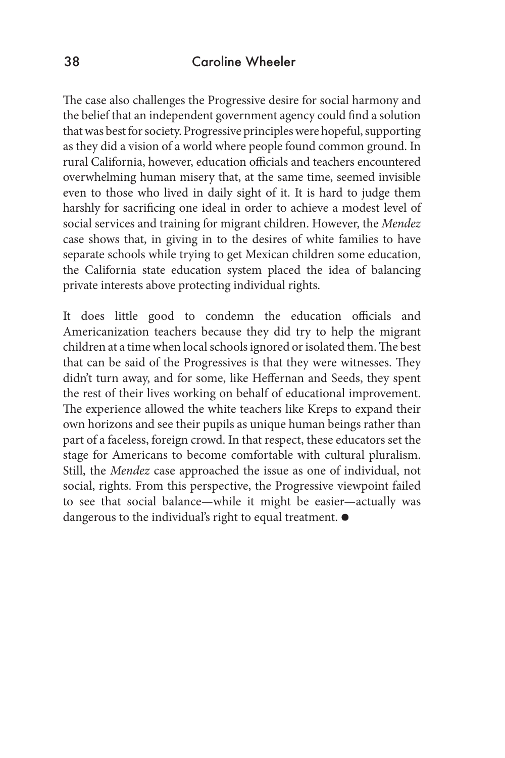The case also challenges the Progressive desire for social harmony and the belief that an independent government agency could find a solution that was best for society. Progressive principles were hopeful, supporting as they did a vision of a world where people found common ground. In rural California, however, education officials and teachers encountered overwhelming human misery that, at the same time, seemed invisible even to those who lived in daily sight of it. It is hard to judge them harshly for sacrificing one ideal in order to achieve a modest level of social services and training for migrant children. However, the *Mendez* case shows that, in giving in to the desires of white families to have separate schools while trying to get Mexican children some education, the California state education system placed the idea of balancing private interests above protecting individual rights.

It does little good to condemn the education officials and Americanization teachers because they did try to help the migrant children at a time when local schools ignored or isolated them. The best that can be said of the Progressives is that they were witnesses. They didn't turn away, and for some, like Heffernan and Seeds, they spent the rest of their lives working on behalf of educational improvement. The experience allowed the white teachers like Kreps to expand their own horizons and see their pupils as unique human beings rather than part of a faceless, foreign crowd. In that respect, these educators set the stage for Americans to become comfortable with cultural pluralism. Still, the *Mendez* case approached the issue as one of individual, not social, rights. From this perspective, the Progressive viewpoint failed to see that social balance—while it might be easier—actually was dangerous to the individual's right to equal treatment. ●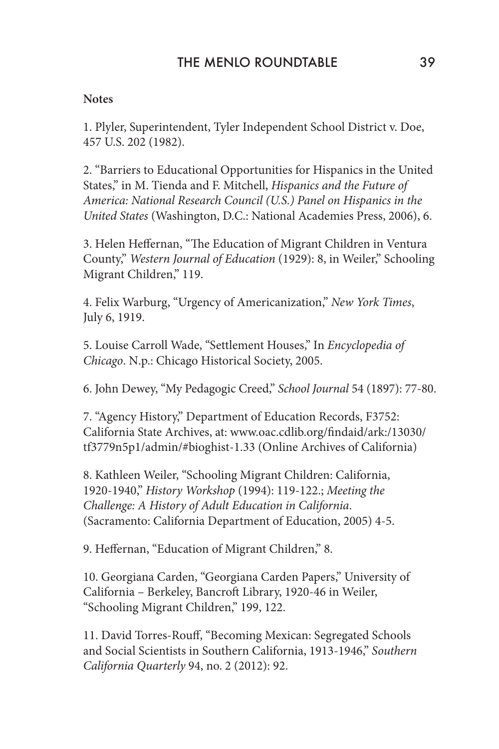**Notes**

1. Plyler, Superintendent, Tyler Independent School District v. Doe, 457 U.S. 202 (1982).

2. "Barriers to Educational Opportunities for Hispanics in the United States," in M. Tienda and F. Mitchell, *Hispanics and the Future of America: National Research Council (U.S.) Panel on Hispanics in the United States* (Washington, D.C.: National Academies Press, 2006), 6.

3. Helen Heffernan, "The Education of Migrant Children in Ventura County," *Western Journal of Education* (1929): 8, in Weiler," Schooling Migrant Children," 119.

4. Felix Warburg, "Urgency of Americanization," *New York Times*, July 6, 1919.

5. Louise Carroll Wade, "Settlement Houses," In *Encyclopedia of Chicago*. N.p.: Chicago Historical Society, 2005.

6. John Dewey, "My Pedagogic Creed," *School Journal* 54 (1897): 77-80.

7. "Agency History," Department of Education Records, F3752: California State Archives, at: www.oac.cdlib.org/findaid/ark:/13030/tf3779n5p1/admin/#bioghist-1.33 (Online Archives of California)

8. Kathleen Weiler, "Schooling Migrant Children: California, 1920-1940," *History Workshop* (1994): 119-122.; *Meeting the Challenge: A History of Adult Education in California*. (Sacramento: California Department of Education, 2005) 4-5.

9. Heffernan, "Education of Migrant Children," 8.

10. Georgiana Carden, "Georgiana Carden Papers," University of California – Berkeley, Bancroft Library, 1920-46 in Weiler, "Schooling Migrant Children," 199, 122.

11. David Torres-Rouff, "Becoming Mexican: Segregated Schools and Social Scientists in Southern California, 1913-1946," *Southern California Quarterly* 94, no. 2 (2012): 92.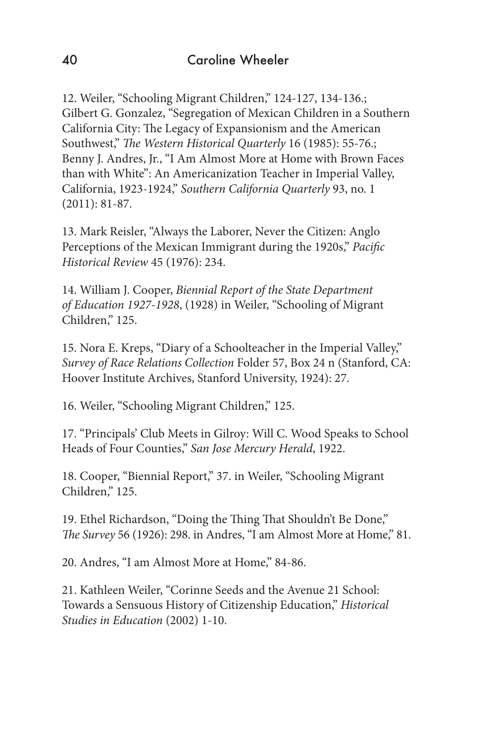12. Weiler, "Schooling Migrant Children," 124-127, 134-136.; Gilbert G. Gonzalez, "Segregation of Mexican Children in a Southern California City: The Legacy of Expansionism and the American Southwest," *The Western Historical Quarterly* 16 (1985): 55-76.; Benny J. Andres, Jr., "I Am Almost More at Home with Brown Faces than with White": An Americanization Teacher in Imperial Valley, California, 1923-1924," *Southern California Quarterly* 93, no. 1 (2011): 81-87.

13. Mark Reisler, "Always the Laborer, Never the Citizen: Anglo Perceptions of the Mexican Immigrant during the 1920s," *Pacific Historical Review* 45 (1976): 234.

14. William J. Cooper, *Biennial Report of the State Department of Education 1927-1928*, (1928) in Weiler, "Schooling of Migrant Children," 125.

15. Nora E. Kreps, "Diary of a Schoolteacher in the Imperial Valley," *Survey of Race Relations Collection* Folder 57, Box 24 n (Stanford, CA: Hoover Institute Archives, Stanford University, 1924): 27.

16. Weiler, "Schooling Migrant Children," 125.

17. "Principals' Club Meets in Gilroy: Will C. Wood Speaks to School Heads of Four Counties," *San Jose Mercury Herald*, 1922.

18. Cooper, "Biennial Report," 37. in Weiler, "Schooling Migrant Children," 125.

19. Ethel Richardson, "Doing the Thing That Shouldn't Be Done," *The Survey* 56 (1926): 298. in Andres, "I am Almost More at Home," 81.

20. Andres, "I am Almost More at Home," 84-86.

21. Kathleen Weiler, "Corinne Seeds and the Avenue 21 School: Towards a Sensuous History of Citizenship Education," *Historical Studies in Education* (2002) 1-10.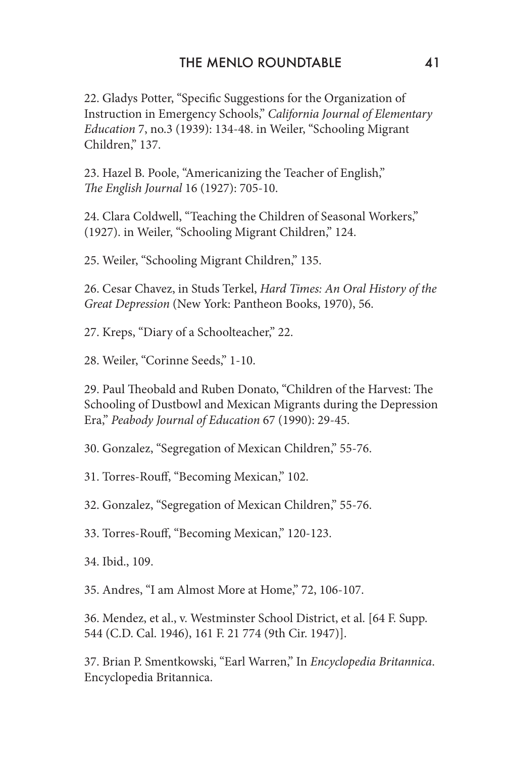22. Gladys Potter, "Specific Suggestions for the Organization of Instruction in Emergency Schools," *California Journal of Elementary Education* 7, no.3 (1939): 134-48. in Weiler, "Schooling Migrant Children," 137.

23. Hazel B. Poole, "Americanizing the Teacher of English," *The English Journal* 16 (1927): 705-10.

24. Clara Coldwell, "Teaching the Children of Seasonal Workers," (1927). in Weiler, "Schooling Migrant Children," 124.

25. Weiler, "Schooling Migrant Children," 135.

26. Cesar Chavez, in Studs Terkel, *Hard Times: An Oral History of the Great Depression* (New York: Pantheon Books, 1970), 56.

27. Kreps, "Diary of a Schoolteacher," 22.

28. Weiler, "Corinne Seeds," 1-10.

29. Paul Theobald and Ruben Donato, "Children of the Harvest: The Schooling of Dustbowl and Mexican Migrants during the Depression Era," *Peabody Journal of Education* 67 (1990): 29-45.

30. Gonzalez, "Segregation of Mexican Children," 55-76.

31. Torres-Rouff, "Becoming Mexican," 102.

32. Gonzalez, "Segregation of Mexican Children," 55-76.

33. Torres-Rouff, "Becoming Mexican," 120-123.

34. Ibid., 109.

35. Andres, "I am Almost More at Home," 72, 106-107.

36. Mendez, et al., v. Westminster School District, et al. [64 F. Supp. 544 (C.D. Cal. 1946), 161 F. 21 774 (9th Cir. 1947)].

37. Brian P. Smentkowski, "Earl Warren," In *Encyclopedia Britannica*. Encyclopedia Britannica.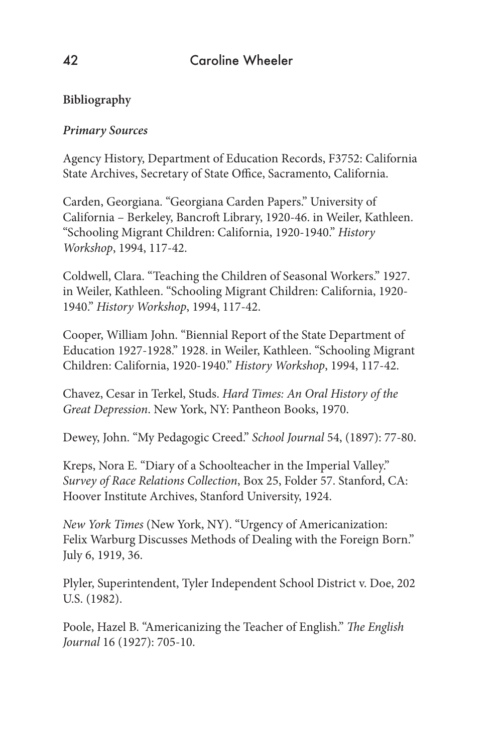**Bibliography**

***Primary Sources***

Agency History, Department of Education Records, F3752: California State Archives, Secretary of State Office, Sacramento, California.

Carden, Georgiana. "Georgiana Carden Papers." University of California – Berkeley, Bancroft Library, 1920-46. in Weiler, Kathleen. "Schooling Migrant Children: California, 1920-1940." *History Workshop*, 1994, 117-42.

Coldwell, Clara. "Teaching the Children of Seasonal Workers." 1927. in Weiler, Kathleen. "Schooling Migrant Children: California, 1920-1940." *History Workshop*, 1994, 117-42.

Cooper, William John. "Biennial Report of the State Department of Education 1927-1928." 1928. in Weiler, Kathleen. "Schooling Migrant Children: California, 1920-1940." *History Workshop*, 1994, 117-42.

Chavez, Cesar in Terkel, Studs. *Hard Times: An Oral History of the Great Depression*. New York, NY: Pantheon Books, 1970.

Dewey, John. "My Pedagogic Creed." *School Journal* 54, (1897): 77-80.

Kreps, Nora E. "Diary of a Schoolteacher in the Imperial Valley." *Survey of Race Relations Collection*, Box 25, Folder 57. Stanford, CA: Hoover Institute Archives, Stanford University, 1924.

*New York Times* (New York, NY). "Urgency of Americanization: Felix Warburg Discusses Methods of Dealing with the Foreign Born." July 6, 1919, 36.

Plyler, Superintendent, Tyler Independent School District v. Doe, 202 U.S. (1982).

Poole, Hazel B. "Americanizing the Teacher of English." *The English Journal* 16 (1927): 705-10.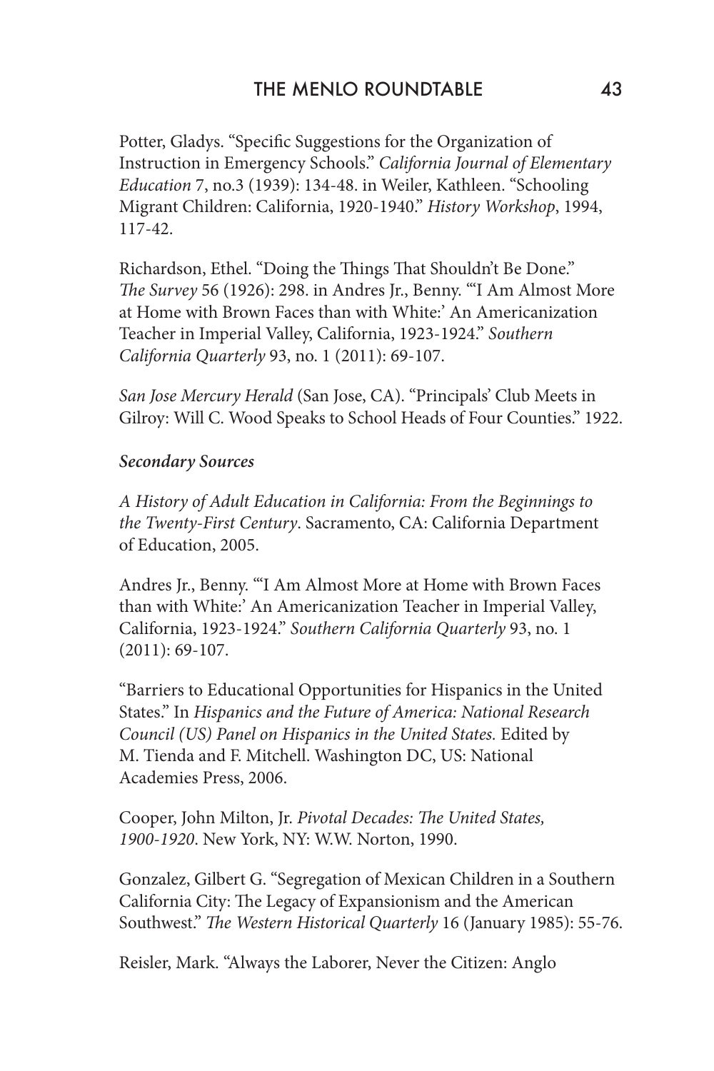Potter, Gladys. “Specific Suggestions for the Organization of Instruction in Emergency Schools.” *California Journal of Elementary Education* 7, no.3 (1939): 134-48. in Weiler, Kathleen. “Schooling Migrant Children: California, 1920-1940.” *History Workshop*, 1994, 117-42.

Richardson, Ethel. “Doing the Things That Shouldn’t Be Done.” *The Survey* 56 (1926): 298. in Andres Jr., Benny. “‘I Am Almost More at Home with Brown Faces than with White:’ An Americanization Teacher in Imperial Valley, California, 1923-1924.” *Southern California Quarterly* 93, no. 1 (2011): 69-107.

*San Jose Mercury Herald* (San Jose, CA). “Principals’ Club Meets in Gilroy: Will C. Wood Speaks to School Heads of Four Counties.” 1922.

***Secondary Sources***

*A History of Adult Education in California: From the Beginnings to the Twenty-First Century*. Sacramento, CA: California Department of Education, 2005.

Andres Jr., Benny. “‘I Am Almost More at Home with Brown Faces than with White:’ An Americanization Teacher in Imperial Valley, California, 1923-1924.” *Southern California Quarterly* 93, no. 1 (2011): 69-107.

“Barriers to Educational Opportunities for Hispanics in the United States.” In *Hispanics and the Future of America: National Research Council (US) Panel on Hispanics in the United States.* Edited by M. Tienda and F. Mitchell. Washington DC, US: National Academies Press, 2006.

Cooper, John Milton, Jr. *Pivotal Decades: The United States, 1900-1920*. New York, NY: W.W. Norton, 1990.

Gonzalez, Gilbert G. “Segregation of Mexican Children in a Southern California City: The Legacy of Expansionism and the American Southwest.” *The Western Historical Quarterly* 16 (January 1985): 55-76.

Reisler, Mark. “Always the Laborer, Never the Citizen: Anglo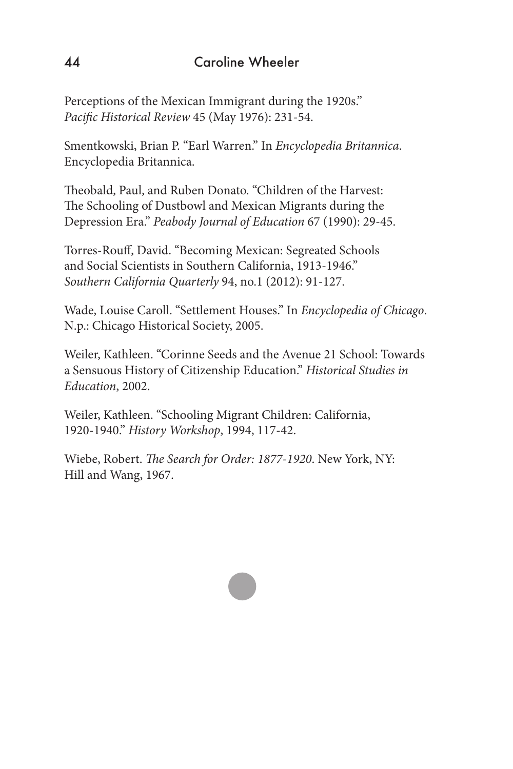Perceptions of the Mexican Immigrant during the 1920s." *Pacific Historical Review* 45 (May 1976): 231-54.

Smentkowski, Brian P. "Earl Warren." In *Encyclopedia Britannica*. Encyclopedia Britannica.

Theobald, Paul, and Ruben Donato. "Children of the Harvest: The Schooling of Dustbowl and Mexican Migrants during the Depression Era." *Peabody Journal of Education* 67 (1990): 29-45.

Torres-Rouff, David. "Becoming Mexican: Segreated Schools and Social Scientists in Southern California, 1913-1946." *Southern California Quarterly* 94, no.1 (2012): 91-127.

Wade, Louise Caroll. "Settlement Houses." In *Encyclopedia of Chicago*. N.p.: Chicago Historical Society, 2005.

Weiler, Kathleen. "Corinne Seeds and the Avenue 21 School: Towards a Sensuous History of Citizenship Education." *Historical Studies in Education*, 2002.

Weiler, Kathleen. "Schooling Migrant Children: California, 1920-1940." *History Workshop*, 1994, 117-42.

Wiebe, Robert. *The Search for Order: 1877-1920*. New York, NY: Hill and Wang, 1967.